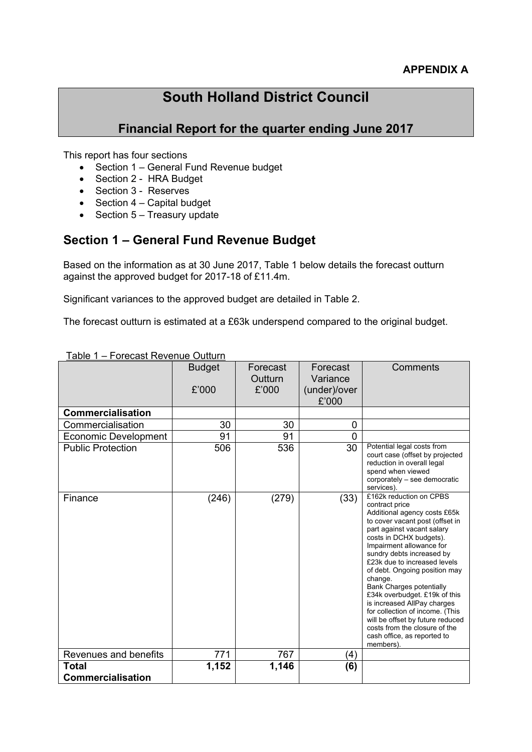**APPENDIX A**

# South Holland District Council

## Financial Report for the quarter ending June 2017

This report has four sections

- Section 1 – General Fund Revenue budget
- Section 2 - HRA Budget
- Section 3 - Reserves
- Section 4 – Capital budget
- Section 5 – Treasury update

## Section 1 – General Fund Revenue Budget

Based on the information as at 30 June 2017, Table 1 below details the forecast outturn against the approved budget for 2017-18 of £11.4m.

Significant variances to the approved budget are detailed in Table 2.

The forecast outturn is estimated at a £63k underspend compared to the original budget.

Table 1 – Forecast Revenue Outturn

| | Budget £'000 | Forecast Outturn £'000 | Forecast Variance (under)/over £'000 | Comments |
|---|---|---|---|---|
| **Commercialisation** | | | | |
| Commercialisation | 30 | 30 | 0 | |
| Economic Development | 91 | 91 | 0 | |
| Public Protection | 506 | 536 | 30 | Potential legal costs from court case (offset by projected reduction in overall legal spend when viewed corporately – see democratic services). |
| Finance | (246) | (279) | (33) | £162k reduction on CPBS contract price<br>Additional agency costs £65k to cover vacant post (offset in part against vacant salary costs in DCHX budgets).<br>Impairment allowance for sundry debts increased by £23k due to increased levels of debt. Ongoing position may change.<br>Bank Charges potentially £34k overbudget. £19k of this is increased AllPay charges for collection of income. (This will be offset by future reduced costs from the closure of the cash office, as reported to members). |
| Revenues and benefits | 771 | 767 | (4) | |
| **Total Commercialisation** | **1,152** | **1,146** | **(6)** | |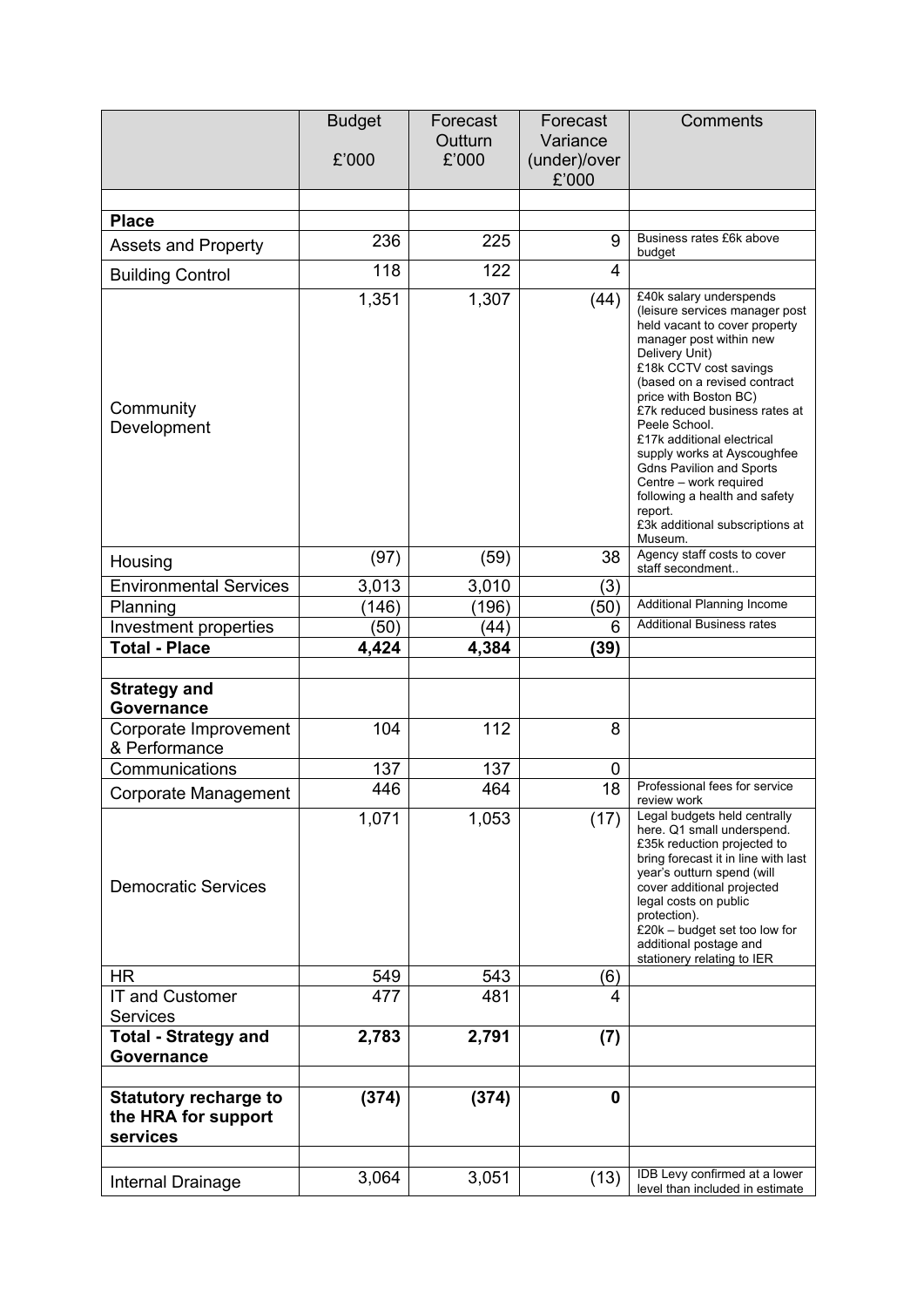| | Budget<br>£'000 | Forecast Outturn<br>£'000 | Forecast Variance (under)/over<br>£'000 | Comments |
|---|---|---|---|---|
| | | | | |
| **Place** | | | | |
| Assets and Property | 236 | 225 | 9 | Business rates £6k above budget |
| Building Control | 118 | 122 | 4 | |
| Community Development | 1,351 | 1,307 | (44) | £40k salary underspends (leisure services manager post held vacant to cover property manager post within new Delivery Unit)<br>£18k CCTV cost savings (based on a revised contract price with Boston BC)<br>£7k reduced business rates at Peele School.<br>£17k additional electrical supply works at Ayscoughfee Gdns Pavilion and Sports Centre – work required following a health and safety report.<br>£3k additional subscriptions at Museum. |
| Housing | (97) | (59) | 38 | Agency staff costs to cover staff secondment.. |
| Environmental Services | 3,013 | 3,010 | (3) | |
| Planning | (146) | (196) | (50) | Additional Planning Income |
| Investment properties | (50) | (44) | 6 | Additional Business rates |
| **Total - Place** | **4,424** | **4,384** | **(39)** | |
| | | | | |
| **Strategy and Governance** | | | | |
| Corporate Improvement & Performance | 104 | 112 | 8 | |
| Communications | 137 | 137 | 0 | |
| Corporate Management | 446 | 464 | 18 | Professional fees for service review work |
| Democratic Services | 1,071 | 1,053 | (17) | Legal budgets held centrally here. Q1 small underspend. £35k reduction projected to bring forecast it in line with last year's outturn spend (will cover additional projected legal costs on public protection).<br>£20k – budget set too low for additional postage and stationery relating to IER |
| HR | 549 | 543 | (6) | |
| IT and Customer Services | 477 | 481 | 4 | |
| **Total - Strategy and Governance** | **2,783** | **2,791** | **(7)** | |
| | | | | |
| **Statutory recharge to the HRA for support services** | **(374)** | **(374)** | **0** | |
| | | | | |
| Internal Drainage | 3,064 | 3,051 | (13) | IDB Levy confirmed at a lower level than included in estimate |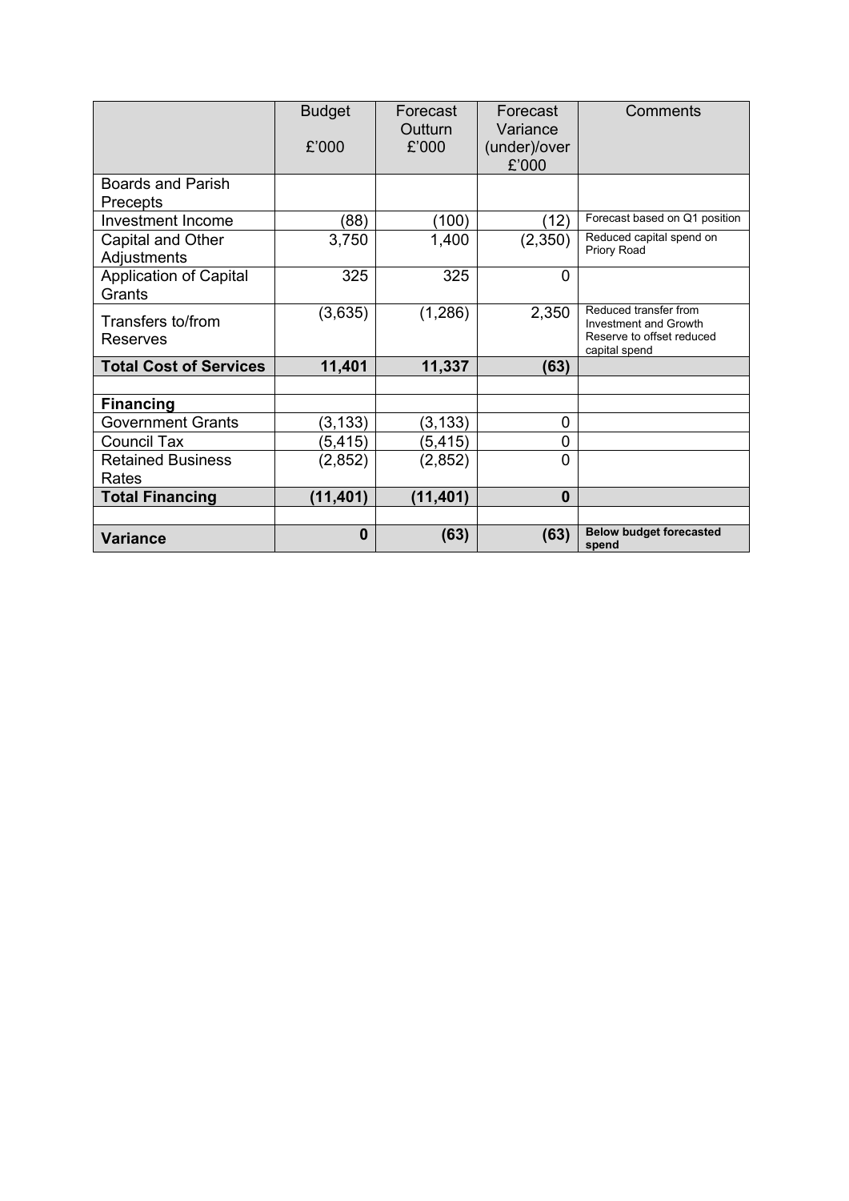| | Budget<br><br>£'000 | Forecast Outturn<br>£'000 | Forecast Variance (under)/over<br>£'000 | Comments |
|---|---|---|---|---|
| Boards and Parish Precepts | | | | |
| Investment Income | (88) | (100) | (12) | Forecast based on Q1 position |
| Capital and Other Adjustments | 3,750 | 1,400 | (2,350) | Reduced capital spend on Priory Road |
| Application of Capital Grants | 325 | 325 | 0 | |
| Transfers to/from Reserves | (3,635) | (1,286) | 2,350 | Reduced transfer from Investment and Growth Reserve to offset reduced capital spend |
| **Total Cost of Services** | **11,401** | **11,337** | **(63)** | |
| | | | | |
| **Financing** | | | | |
| Government Grants | (3,133) | (3,133) | 0 | |
| Council Tax | (5,415) | (5,415) | 0 | |
| Retained Business Rates | (2,852) | (2,852) | 0 | |
| **Total Financing** | **(11,401)** | **(11,401)** | **0** | |
| | | | | |
| **Variance** | **0** | **(63)** | **(63)** | **Below budget forecasted spend** |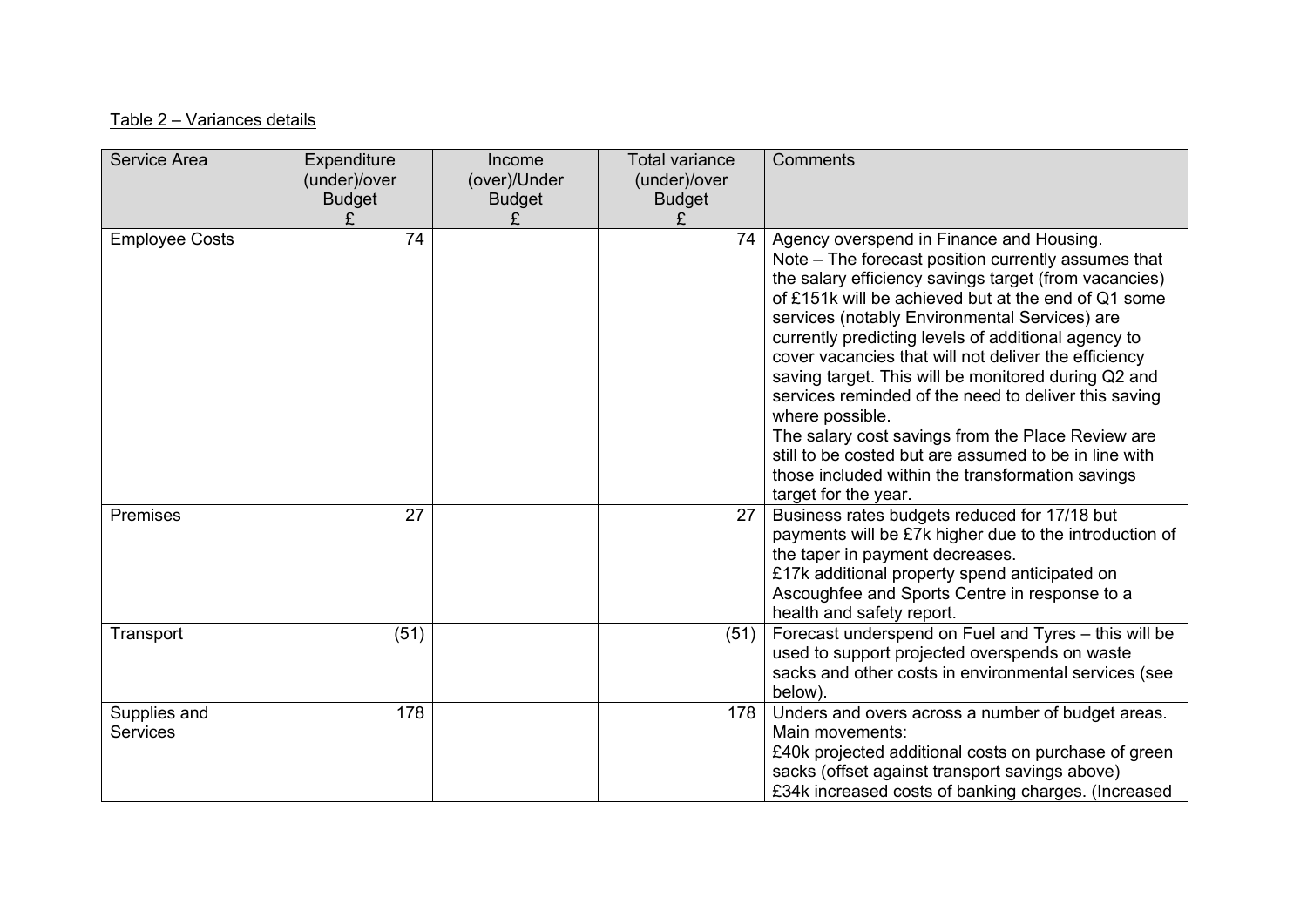Table 2 – Variances details

| Service Area | Expenditure (under)/over Budget £ | Income (over)/Under Budget £ | Total variance (under)/over Budget £ | Comments |
|---|---|---|---|---|
| Employee Costs | 74 | | 74 | Agency overspend in Finance and Housing. Note – The forecast position currently assumes that the salary efficiency savings target (from vacancies) of £151k will be achieved but at the end of Q1 some services (notably Environmental Services) are currently predicting levels of additional agency to cover vacancies that will not deliver the efficiency saving target. This will be monitored during Q2 and services reminded of the need to deliver this saving where possible. The salary cost savings from the Place Review are still to be costed but are assumed to be in line with those included within the transformation savings target for the year. |
| Premises | 27 | | 27 | Business rates budgets reduced for 17/18 but payments will be £7k higher due to the introduction of the taper in payment decreases. £17k additional property spend anticipated on Ascoughfee and Sports Centre in response to a health and safety report. |
| Transport | (51) | | (51) | Forecast underspend on Fuel and Tyres – this will be used to support projected overspends on waste sacks and other costs in environmental services (see below). |
| Supplies and Services | 178 | | 178 | Unders and overs across a number of budget areas. Main movements: £40k projected additional costs on purchase of green sacks (offset against transport savings above) £34k increased costs of banking charges. (Increased |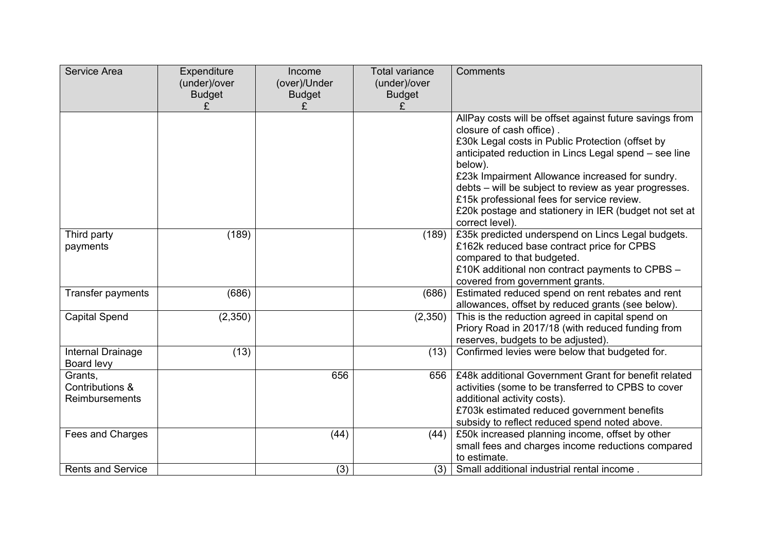| Service Area | Expenditure (under)/over Budget £ | Income (over)/Under Budget £ | Total variance (under)/over Budget £ | Comments |
|---|---|---|---|---|
| | | | | AllPay costs will be offset against future savings from closure of cash office) . £30k Legal costs in Public Protection (offset by anticipated reduction in Lincs Legal spend – see line below). £23k Impairment Allowance increased for sundry. debts – will be subject to review as year progresses. £15k professional fees for service review. £20k postage and stationery in IER (budget not set at correct level). |
| Third party payments | (189) | | (189) | £35k predicted underspend on Lincs Legal budgets. £162k reduced base contract price for CPBS compared to that budgeted. £10K additional non contract payments to CPBS – covered from government grants. |
| Transfer payments | (686) | | (686) | Estimated reduced spend on rent rebates and rent allowances, offset by reduced grants (see below). |
| Capital Spend | (2,350) | | (2,350) | This is the reduction agreed in capital spend on Priory Road in 2017/18 (with reduced funding from reserves, budgets to be adjusted). |
| Internal Drainage Board levy | (13) | | (13) | Confirmed levies were below that budgeted for. |
| Grants, Contributions & Reimbursements | | 656 | 656 | £48k additional Government Grant for benefit related activities (some to be transferred to CPBS to cover additional activity costs). £703k estimated reduced government benefits subsidy to reflect reduced spend noted above. |
| Fees and Charges | | (44) | (44) | £50k increased planning income, offset by other small fees and charges income reductions compared to estimate. |
| Rents and Service | | (3) | (3) | Small additional industrial rental income . |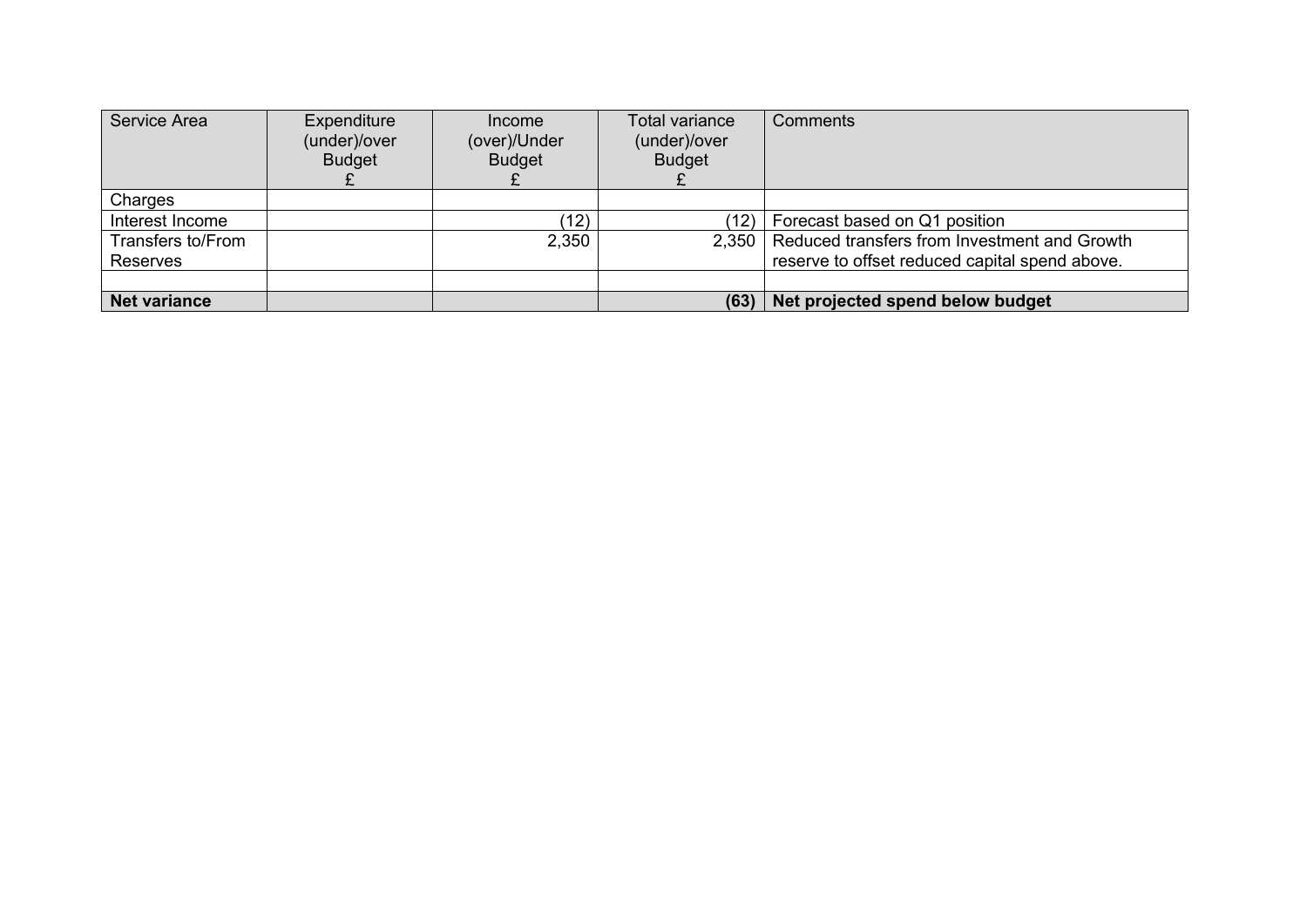| Service Area | Expenditure (under)/over Budget £ | Income (over)/Under Budget £ | Total variance (under)/over Budget £ | Comments |
|---|---|---|---|---|
| Charges | | | | |
| Interest Income | | (12) | (12) | Forecast based on Q1 position |
| Transfers to/From Reserves | | 2,350 | 2,350 | Reduced transfers from Investment and Growth reserve to offset reduced capital spend above. |
| | | | | |
| **Net variance** | | | **(63)** | **Net projected spend below budget** |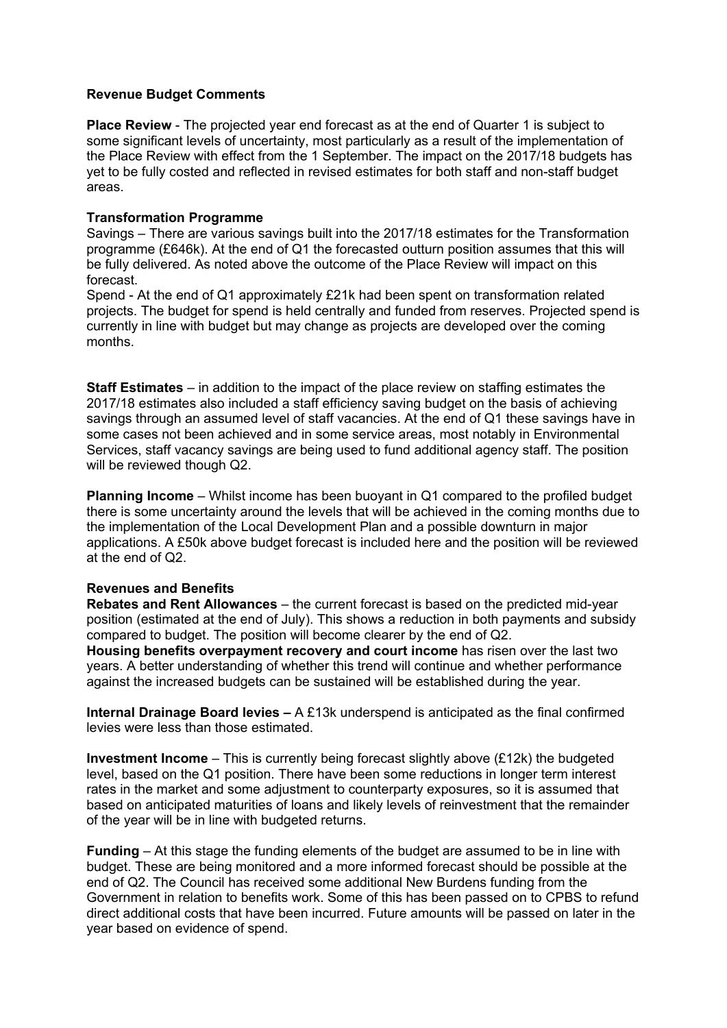**Revenue Budget Comments**

**Place Review** - The projected year end forecast as at the end of Quarter 1 is subject to some significant levels of uncertainty, most particularly as a result of the implementation of the Place Review with effect from the 1 September. The impact on the 2017/18 budgets has yet to be fully costed and reflected in revised estimates for both staff and non-staff budget areas.

**Transformation Programme**

Savings – There are various savings built into the 2017/18 estimates for the Transformation programme (£646k). At the end of Q1 the forecasted outturn position assumes that this will be fully delivered. As noted above the outcome of the Place Review will impact on this forecast.

Spend - At the end of Q1 approximately £21k had been spent on transformation related projects. The budget for spend is held centrally and funded from reserves. Projected spend is currently in line with budget but may change as projects are developed over the coming months.

**Staff Estimates** – in addition to the impact of the place review on staffing estimates the 2017/18 estimates also included a staff efficiency saving budget on the basis of achieving savings through an assumed level of staff vacancies. At the end of Q1 these savings have in some cases not been achieved and in some service areas, most notably in Environmental Services, staff vacancy savings are being used to fund additional agency staff. The position will be reviewed though Q2.

**Planning Income** – Whilst income has been buoyant in Q1 compared to the profiled budget there is some uncertainty around the levels that will be achieved in the coming months due to the implementation of the Local Development Plan and a possible downturn in major applications. A £50k above budget forecast is included here and the position will be reviewed at the end of Q2.

**Revenues and Benefits**

**Rebates and Rent Allowances** – the current forecast is based on the predicted mid-year position (estimated at the end of July). This shows a reduction in both payments and subsidy compared to budget. The position will become clearer by the end of Q2.

**Housing benefits overpayment recovery and court income** has risen over the last two years. A better understanding of whether this trend will continue and whether performance against the increased budgets can be sustained will be established during the year.

**Internal Drainage Board levies –** A £13k underspend is anticipated as the final confirmed levies were less than those estimated.

**Investment Income** – This is currently being forecast slightly above (£12k) the budgeted level, based on the Q1 position. There have been some reductions in longer term interest rates in the market and some adjustment to counterparty exposures, so it is assumed that based on anticipated maturities of loans and likely levels of reinvestment that the remainder of the year will be in line with budgeted returns.

**Funding** – At this stage the funding elements of the budget are assumed to be in line with budget. These are being monitored and a more informed forecast should be possible at the end of Q2. The Council has received some additional New Burdens funding from the Government in relation to benefits work. Some of this has been passed on to CPBS to refund direct additional costs that have been incurred. Future amounts will be passed on later in the year based on evidence of spend.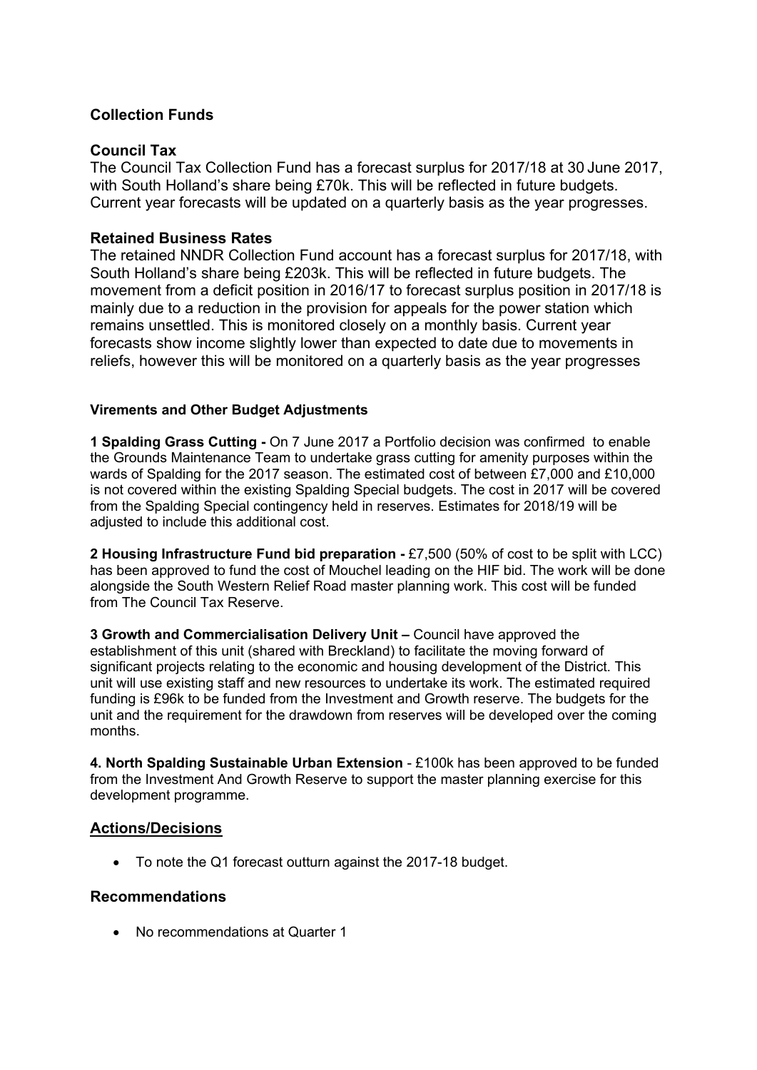## Collection Funds

### Council Tax

The Council Tax Collection Fund has a forecast surplus for 2017/18 at 30 June 2017, with South Holland's share being £70k. This will be reflected in future budgets. Current year forecasts will be updated on a quarterly basis as the year progresses.

### Retained Business Rates

The retained NNDR Collection Fund account has a forecast surplus for 2017/18, with South Holland's share being £203k. This will be reflected in future budgets. The movement from a deficit position in 2016/17 to forecast surplus position in 2017/18 is mainly due to a reduction in the provision for appeals for the power station which remains unsettled. This is monitored closely on a monthly basis. Current year forecasts show income slightly lower than expected to date due to movements in reliefs, however this will be monitored on a quarterly basis as the year progresses

#### Virements and Other Budget Adjustments

**1 Spalding Grass Cutting -** On 7 June 2017 a Portfolio decision was confirmed to enable the Grounds Maintenance Team to undertake grass cutting for amenity purposes within the wards of Spalding for the 2017 season. The estimated cost of between £7,000 and £10,000 is not covered within the existing Spalding Special budgets. The cost in 2017 will be covered from the Spalding Special contingency held in reserves. Estimates for 2018/19 will be adjusted to include this additional cost.

**2 Housing Infrastructure Fund bid preparation -** £7,500 (50% of cost to be split with LCC) has been approved to fund the cost of Mouchel leading on the HIF bid. The work will be done alongside the South Western Relief Road master planning work. This cost will be funded from The Council Tax Reserve.

**3 Growth and Commercialisation Delivery Unit –** Council have approved the establishment of this unit (shared with Breckland) to facilitate the moving forward of significant projects relating to the economic and housing development of the District. This unit will use existing staff and new resources to undertake its work. The estimated required funding is £96k to be funded from the Investment and Growth reserve. The budgets for the unit and the requirement for the drawdown from reserves will be developed over the coming months.

**4. North Spalding Sustainable Urban Extension** - £100k has been approved to be funded from the Investment And Growth Reserve to support the master planning exercise for this development programme.

### Actions/Decisions

- To note the Q1 forecast outturn against the 2017-18 budget.

### Recommendations

- No recommendations at Quarter 1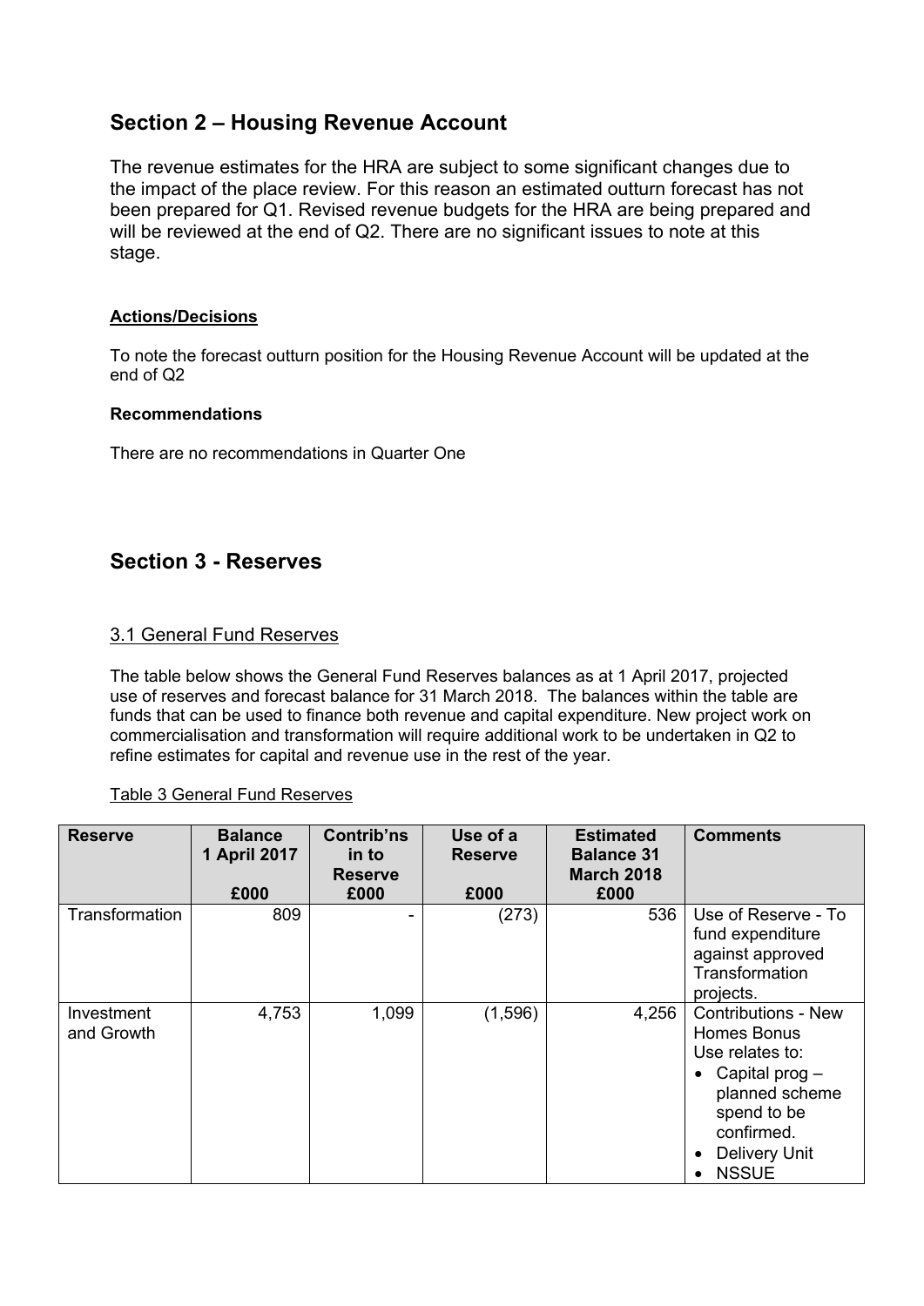## Section 2 – Housing Revenue Account

The revenue estimates for the HRA are subject to some significant changes due to the impact of the place review. For this reason an estimated outturn forecast has not been prepared for Q1. Revised revenue budgets for the HRA are being prepared and will be reviewed at the end of Q2. There are no significant issues to note at this stage.

**Actions/Decisions**

To note the forecast outturn position for the Housing Revenue Account will be updated at the end of Q2

**Recommendations**

There are no recommendations in Quarter One

## Section 3 - Reserves

### 3.1 General Fund Reserves

The table below shows the General Fund Reserves balances as at 1 April 2017, projected use of reserves and forecast balance for 31 March 2018. The balances within the table are funds that can be used to finance both revenue and capital expenditure. New project work on commercialisation and transformation will require additional work to be undertaken in Q2 to refine estimates for capital and revenue use in the rest of the year.

Table 3 General Fund Reserves

| Reserve | Balance 1 April 2017 £000 | Contrib'ns in to Reserve £000 | Use of a Reserve £000 | Estimated Balance 31 March 2018 £000 | Comments |
|---|---|---|---|---|---|
| Transformation | 809 | - | (273) | 536 | Use of Reserve - To fund expenditure against approved Transformation projects. |
| Investment and Growth | 4,753 | 1,099 | (1,596) | 4,256 | Contributions - New Homes Bonus<br>Use relates to:<br>• Capital prog – planned scheme spend to be confirmed.<br>• Delivery Unit<br>• NSSUE |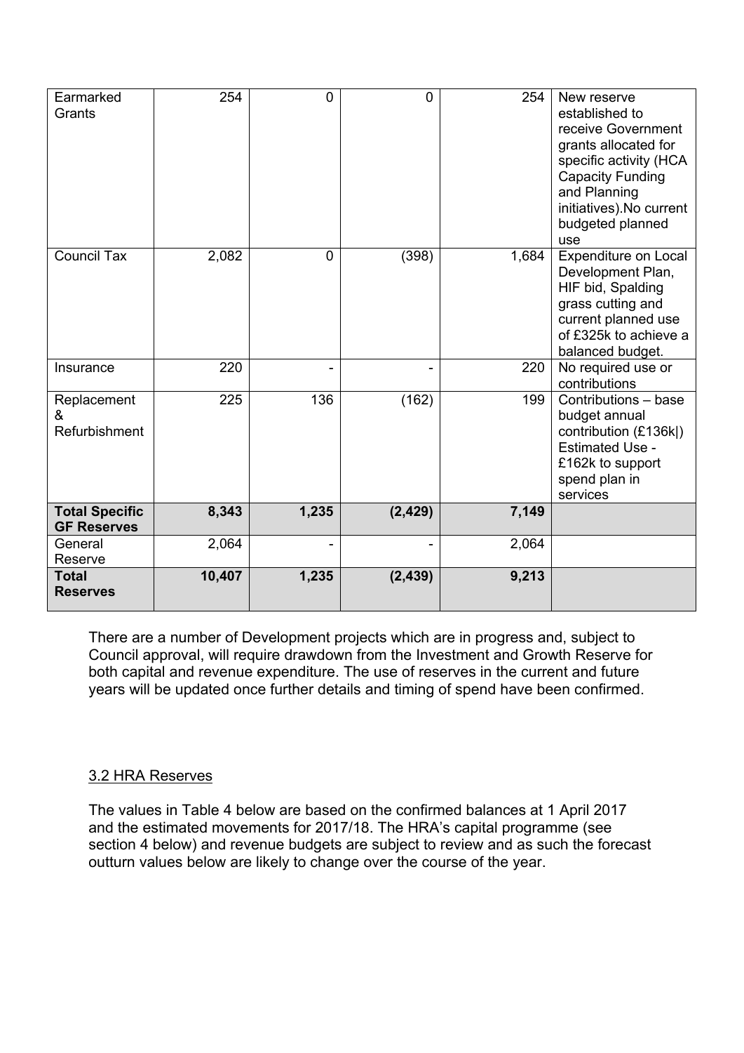| | | | | | |
|---|---|---|---|---|---|
| Earmarked Grants | 254 | 0 | 0 | 254 | New reserve established to receive Government grants allocated for specific activity (HCA Capacity Funding and Planning initiatives).No current budgeted planned use |
| Council Tax | 2,082 | 0 | (398) | 1,684 | Expenditure on Local Development Plan, HIF bid, Spalding grass cutting and current planned use of £325k to achieve a balanced budget. |
| Insurance | 220 | - | - | 220 | No required use or contributions |
| Replacement & Refurbishment | 225 | 136 | (162) | 199 | Contributions – base budget annual contribution (£136k\|) Estimated Use - £162k to support spend plan in services |
| **Total Specific GF Reserves** | **8,343** | **1,235** | **(2,429)** | **7,149** | |
| General Reserve | 2,064 | - | - | 2,064 | |
| **Total Reserves** | **10,407** | **1,235** | **(2,439)** | **9,213** | |

There are a number of Development projects which are in progress and, subject to Council approval, will require drawdown from the Investment and Growth Reserve for both capital and revenue expenditure. The use of reserves in the current and future years will be updated once further details and timing of spend have been confirmed.

3.2 HRA Reserves

The values in Table 4 below are based on the confirmed balances at 1 April 2017 and the estimated movements for 2017/18. The HRA's capital programme (see section 4 below) and revenue budgets are subject to review and as such the forecast outturn values below are likely to change over the course of the year.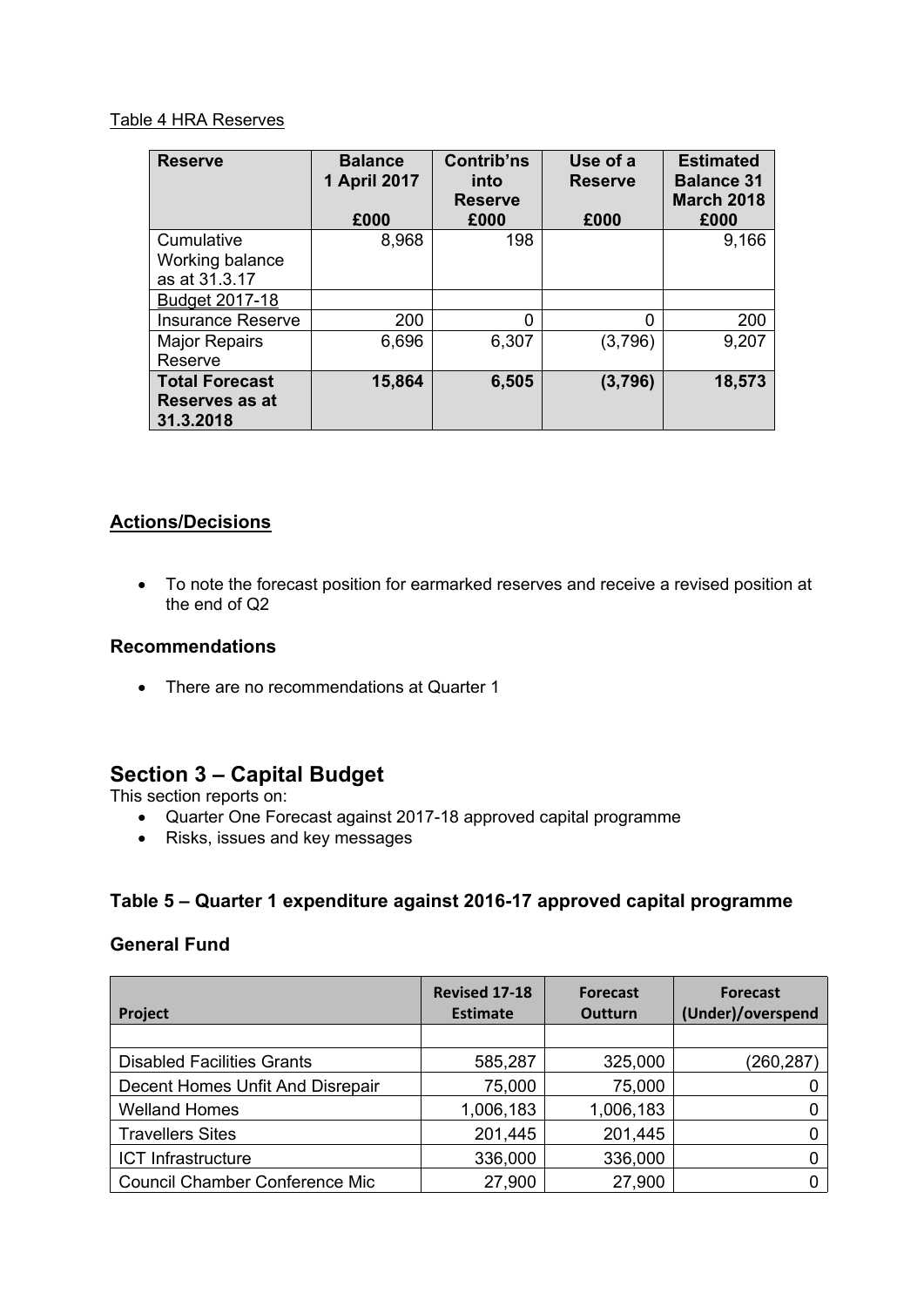Table 4 HRA Reserves

| Reserve | Balance 1 April 2017<br><br>£000 | Contrib'ns into Reserve<br>£000 | Use of a Reserve<br><br>£000 | Estimated Balance 31 March 2018<br>£000 |
|---|---|---|---|---|
| Cumulative Working balance as at 31.3.17 | 8,968 | 198 | | 9,166 |
| Budget 2017-18 | | | | |
| Insurance Reserve | 200 | 0 | 0 | 200 |
| Major Repairs Reserve | 6,696 | 6,307 | (3,796) | 9,207 |
| **Total Forecast Reserves as at 31.3.2018** | **15,864** | **6,505** | **(3,796)** | **18,573** |

## Actions/Decisions

- To note the forecast position for earmarked reserves and receive a revised position at the end of Q2

### Recommendations

- There are no recommendations at Quarter 1

## Section 3 – Capital Budget

This section reports on:

- Quarter One Forecast against 2017-18 approved capital programme
- Risks, issues and key messages

### Table 5 – Quarter 1 expenditure against 2016-17 approved capital programme

### General Fund

| Project | Revised 17-18 Estimate | Forecast Outturn | Forecast (Under)/overspend |
|---|---|---|---|
| | | | |
| Disabled Facilities Grants | 585,287 | 325,000 | (260,287) |
| Decent Homes Unfit And Disrepair | 75,000 | 75,000 | 0 |
| Welland Homes | 1,006,183 | 1,006,183 | 0 |
| Travellers Sites | 201,445 | 201,445 | 0 |
| ICT Infrastructure | 336,000 | 336,000 | 0 |
| Council Chamber Conference Mic | 27,900 | 27,900 | 0 |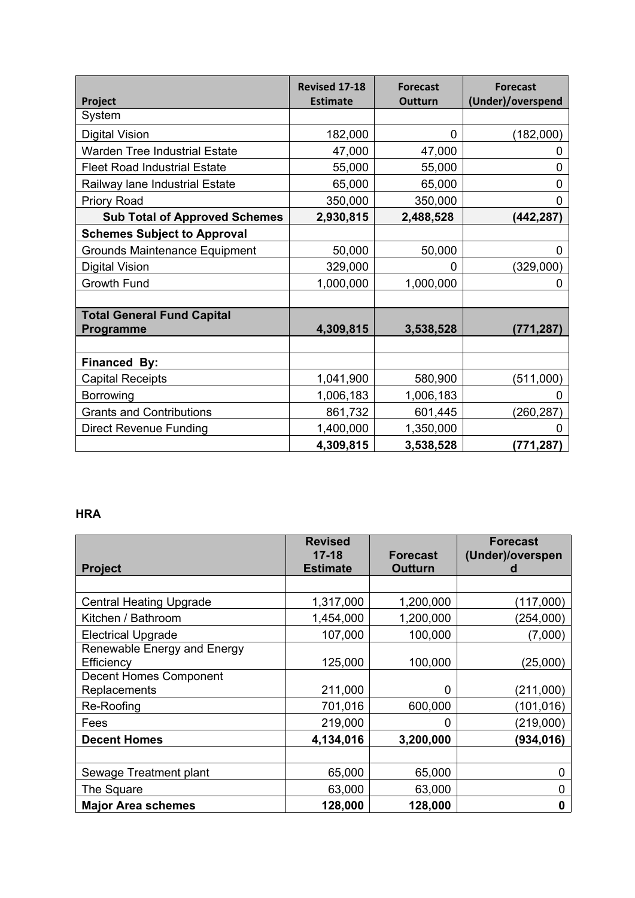| Project | Revised 17-18 Estimate | Forecast Outturn | Forecast (Under)/overspend |
|---|---|---|---|
| System | | | |
| Digital Vision | 182,000 | 0 | (182,000) |
| Warden Tree Industrial Estate | 47,000 | 47,000 | 0 |
| Fleet Road Industrial Estate | 55,000 | 55,000 | 0 |
| Railway lane Industrial Estate | 65,000 | 65,000 | 0 |
| Priory Road | 350,000 | 350,000 | 0 |
| **Sub Total of Approved Schemes** | **2,930,815** | **2,488,528** | **(442,287)** |
| **Schemes Subject to Approval** | | | |
| Grounds Maintenance Equipment | 50,000 | 50,000 | 0 |
| Digital Vision | 329,000 | 0 | (329,000) |
| Growth Fund | 1,000,000 | 1,000,000 | 0 |
| | | | |
| **Total General Fund Capital Programme** | **4,309,815** | **3,538,528** | **(771,287)** |
| | | | |
| **Financed By:** | | | |
| Capital Receipts | 1,041,900 | 580,900 | (511,000) |
| Borrowing | 1,006,183 | 1,006,183 | 0 |
| Grants and Contributions | 861,732 | 601,445 | (260,287) |
| Direct Revenue Funding | 1,400,000 | 1,350,000 | 0 |
| | **4,309,815** | **3,538,528** | **(771,287)** |

**HRA**

| Project | Revised 17-18 Estimate | Forecast Outturn | Forecast (Under)/overspend |
|---|---|---|---|
| | | | |
| Central Heating Upgrade | 1,317,000 | 1,200,000 | (117,000) |
| Kitchen / Bathroom | 1,454,000 | 1,200,000 | (254,000) |
| Electrical Upgrade | 107,000 | 100,000 | (7,000) |
| Renewable Energy and Energy Efficiency | 125,000 | 100,000 | (25,000) |
| Decent Homes Component Replacements | 211,000 | 0 | (211,000) |
| Re-Roofing | 701,016 | 600,000 | (101,016) |
| Fees | 219,000 | 0 | (219,000) |
| **Decent Homes** | **4,134,016** | **3,200,000** | **(934,016)** |
| | | | |
| Sewage Treatment plant | 65,000 | 65,000 | 0 |
| The Square | 63,000 | 63,000 | 0 |
| **Major Area schemes** | **128,000** | **128,000** | **0** |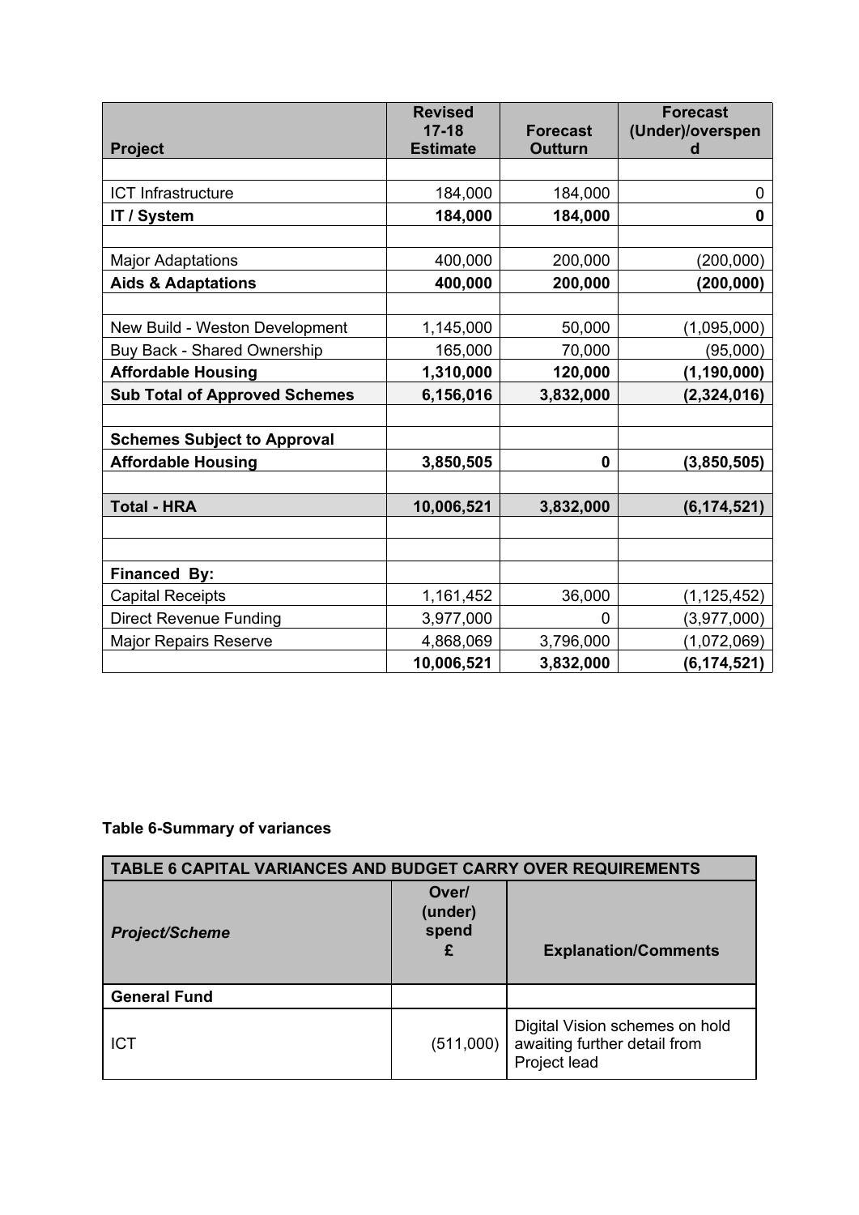| Project | Revised 17-18 Estimate | Forecast Outturn | Forecast (Under)/overspend |
|---|---|---|---|
| | | | |
| ICT Infrastructure | 184,000 | 184,000 | 0 |
| **IT / System** | **184,000** | **184,000** | **0** |
| | | | |
| Major Adaptations | 400,000 | 200,000 | (200,000) |
| **Aids & Adaptations** | **400,000** | **200,000** | **(200,000)** |
| | | | |
| New Build - Weston Development | 1,145,000 | 50,000 | (1,095,000) |
| Buy Back - Shared Ownership | 165,000 | 70,000 | (95,000) |
| **Affordable Housing** | **1,310,000** | **120,000** | **(1,190,000)** |
| **Sub Total of Approved Schemes** | **6,156,016** | **3,832,000** | **(2,324,016)** |
| | | | |
| **Schemes Subject to Approval** | | | |
| **Affordable Housing** | **3,850,505** | **0** | **(3,850,505)** |
| | | | |
| **Total - HRA** | **10,006,521** | **3,832,000** | **(6,174,521)** |
| | | | |
| | | | |
| **Financed By:** | | | |
| Capital Receipts | 1,161,452 | 36,000 | (1,125,452) |
| Direct Revenue Funding | 3,977,000 | 0 | (3,977,000) |
| Major Repairs Reserve | 4,868,069 | 3,796,000 | (1,072,069) |
| | **10,006,521** | **3,832,000** | **(6,174,521)** |

**Table 6-Summary of variances**

| TABLE 6 CAPITAL VARIANCES AND BUDGET CARRY OVER REQUIREMENTS | | |
|---|---|---|
| ***Project/Scheme*** | **Over/ (under) spend £** | **Explanation/Comments** |
| **General Fund** | | |
| ICT | (511,000) | Digital Vision schemes on hold awaiting further detail from Project lead |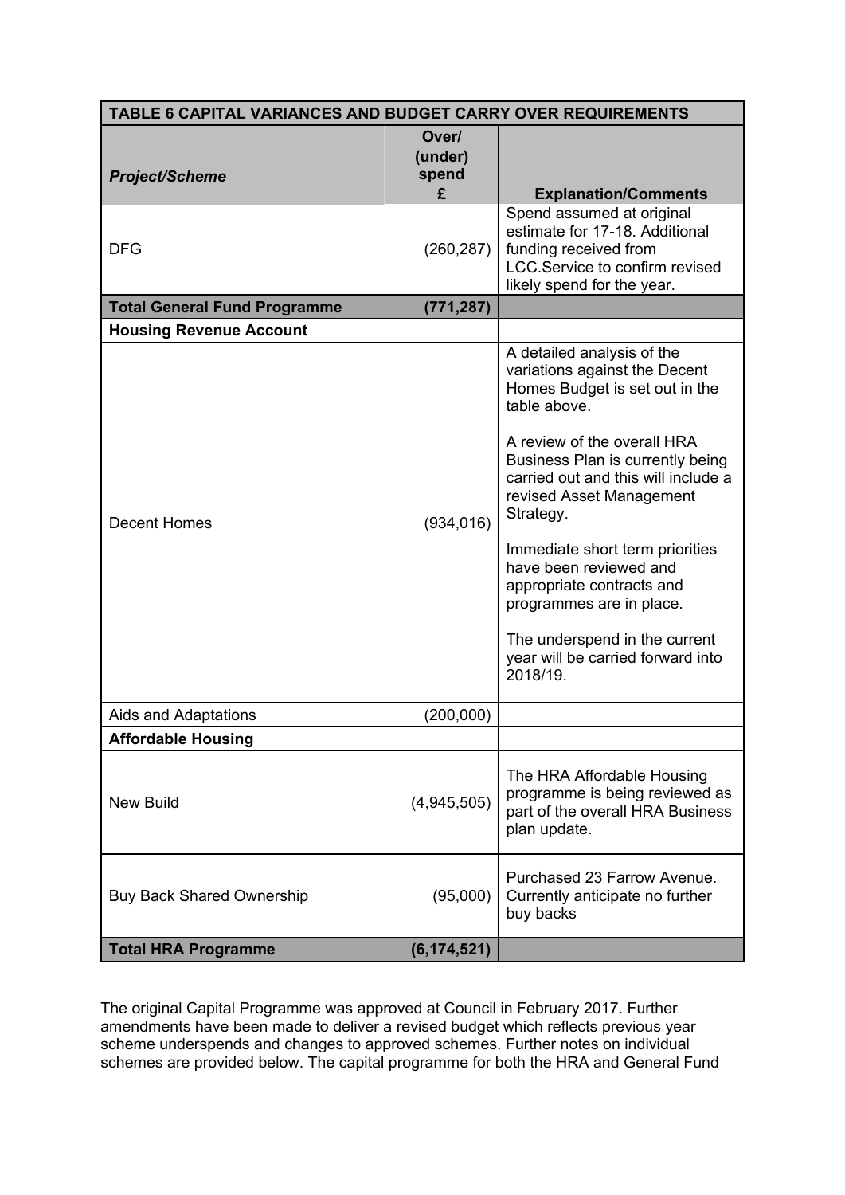| TABLE 6 CAPITAL VARIANCES AND BUDGET CARRY OVER REQUIREMENTS | | |
|---|---|---|
| ***Project/Scheme*** | **Over/ (under) spend £** | **Explanation/Comments** |
| DFG | (260,287) | Spend assumed at original estimate for 17-18. Additional funding received from LCC.Service to confirm revised likely spend for the year. |
| **Total General Fund Programme** | **(771,287)** | |
| **Housing Revenue Account** | | |
| Decent Homes | (934,016) | A detailed analysis of the variations against the Decent Homes Budget is set out in the table above.<br><br>A review of the overall HRA Business Plan is currently being carried out and this will include a revised Asset Management Strategy.<br><br>Immediate short term priorities have been reviewed and appropriate contracts and programmes are in place.<br><br>The underspend in the current year will be carried forward into 2018/19. |
| Aids and Adaptations | (200,000) | |
| **Affordable Housing** | | |
| New Build | (4,945,505) | The HRA Affordable Housing programme is being reviewed as part of the overall HRA Business plan update. |
| Buy Back Shared Ownership | (95,000) | Purchased 23 Farrow Avenue. Currently anticipate no further buy backs |
| **Total HRA Programme** | **(6,174,521)** | |

The original Capital Programme was approved at Council in February 2017. Further amendments have been made to deliver a revised budget which reflects previous year scheme underspends and changes to approved schemes. Further notes on individual schemes are provided below. The capital programme for both the HRA and General Fund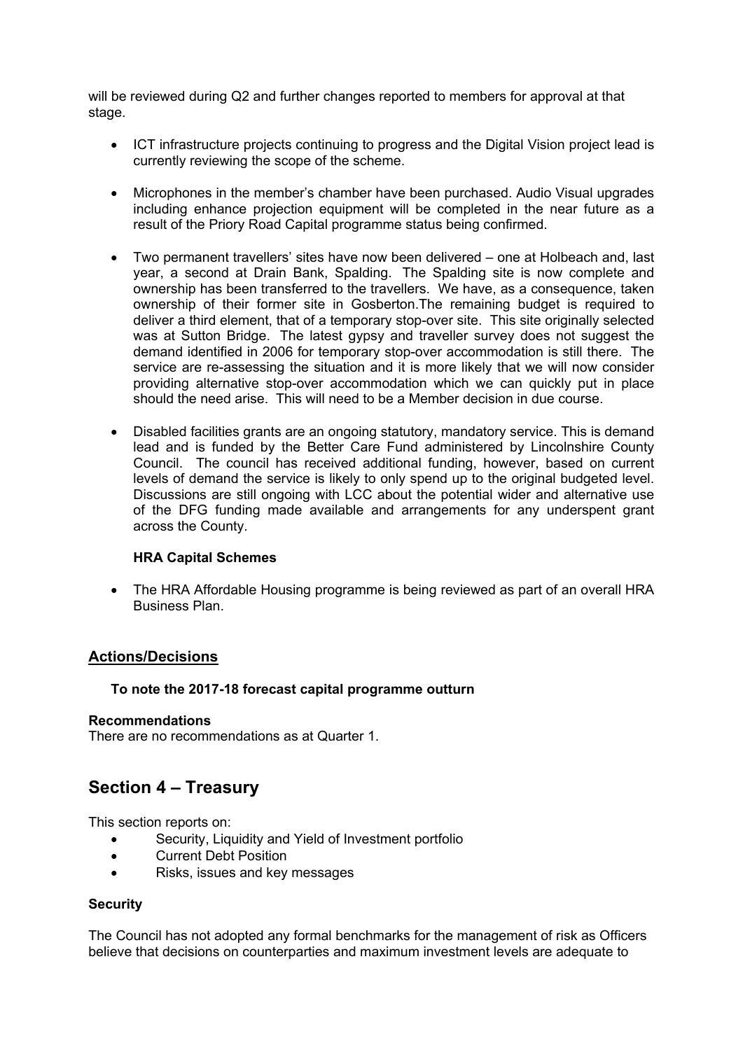will be reviewed during Q2 and further changes reported to members for approval at that stage.

- ICT infrastructure projects continuing to progress and the Digital Vision project lead is currently reviewing the scope of the scheme.

- Microphones in the member's chamber have been purchased. Audio Visual upgrades including enhance projection equipment will be completed in the near future as a result of the Priory Road Capital programme status being confirmed.

- Two permanent travellers' sites have now been delivered – one at Holbeach and, last year, a second at Drain Bank, Spalding. The Spalding site is now complete and ownership has been transferred to the travellers. We have, as a consequence, taken ownership of their former site in Gosberton.The remaining budget is required to deliver a third element, that of a temporary stop-over site. This site originally selected was at Sutton Bridge. The latest gypsy and traveller survey does not suggest the demand identified in 2006 for temporary stop-over accommodation is still there. The service are re-assessing the situation and it is more likely that we will now consider providing alternative stop-over accommodation which we can quickly put in place should the need arise. This will need to be a Member decision in due course.

- Disabled facilities grants are an ongoing statutory, mandatory service. This is demand lead and is funded by the Better Care Fund administered by Lincolnshire County Council. The council has received additional funding, however, based on current levels of demand the service is likely to only spend up to the original budgeted level. Discussions are still ongoing with LCC about the potential wider and alternative use of the DFG funding made available and arrangements for any underspent grant across the County.

**HRA Capital Schemes**

- The HRA Affordable Housing programme is being reviewed as part of an overall HRA Business Plan.

## Actions/Decisions

**To note the 2017-18 forecast capital programme outturn**

**Recommendations**

There are no recommendations as at Quarter 1.

# Section 4 – Treasury

This section reports on:

- Security, Liquidity and Yield of Investment portfolio
- Current Debt Position
- Risks, issues and key messages

**Security**

The Council has not adopted any formal benchmarks for the management of risk as Officers believe that decisions on counterparties and maximum investment levels are adequate to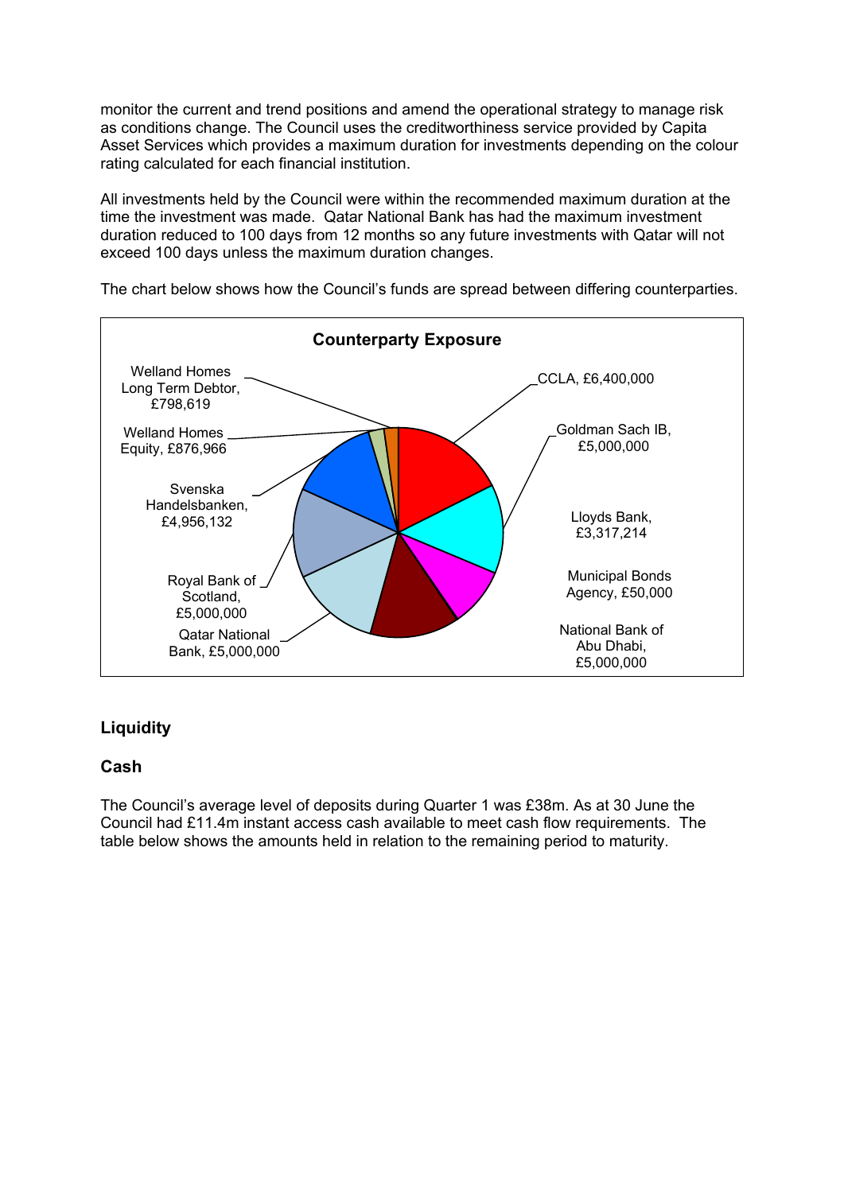monitor the current and trend positions and amend the operational strategy to manage risk as conditions change. The Council uses the creditworthiness service provided by Capita Asset Services which provides a maximum duration for investments depending on the colour rating calculated for each financial institution.

All investments held by the Council were within the recommended maximum duration at the time the investment was made. Qatar National Bank has had the maximum investment duration reduced to 100 days from 12 months so any future investments with Qatar will not exceed 100 days unless the maximum duration changes.

The chart below shows how the Council's funds are spread between differing counterparties.

**Counterparty Exposure**

- CCLA, £6,400,000
- Goldman Sach IB, £5,000,000
- Lloyds Bank, £3,317,214
- Municipal Bonds Agency, £50,000
- National Bank of Abu Dhabi, £5,000,000
- Qatar National Bank, £5,000,000
- Royal Bank of Scotland, £5,000,000
- Svenska Handelsbanken, £4,956,132
- Welland Homes Equity, £876,966
- Welland Homes Long Term Debtor, £798,619

## Liquidity

### Cash

The Council's average level of deposits during Quarter 1 was £38m. As at 30 June the Council had £11.4m instant access cash available to meet cash flow requirements. The table below shows the amounts held in relation to the remaining period to maturity.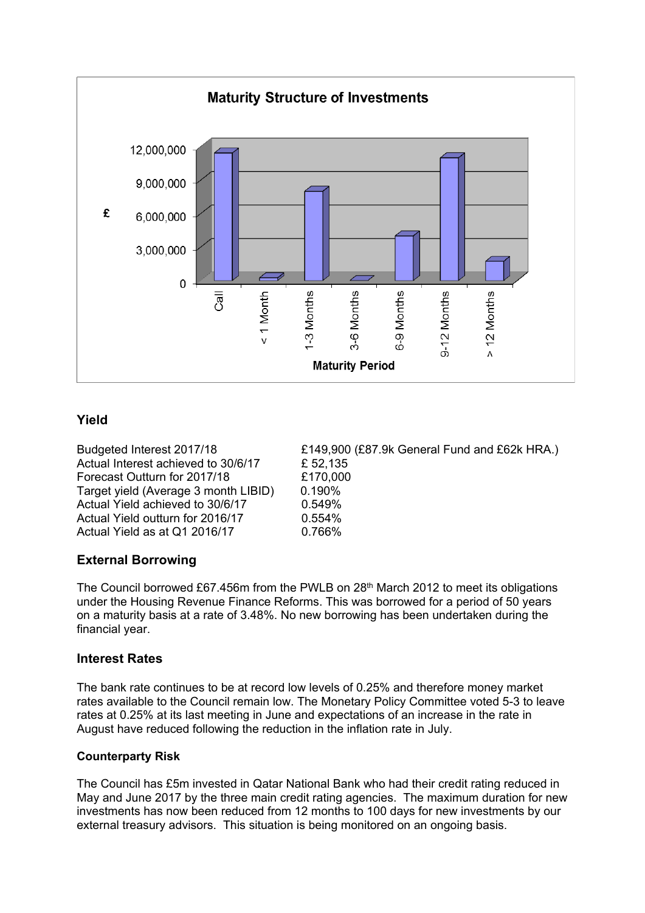**Maturity Structure of Investments**

## Yield

| | |
|---|---|
| Budgeted Interest 2017/18 | £149,900 (£87.9k General Fund and £62k HRA.) |
| Actual Interest achieved to 30/6/17 | £ 52,135 |
| Forecast Outturn for 2017/18 | £170,000 |
| Target yield (Average 3 month LIBID) | 0.190% |
| Actual Yield achieved to 30/6/17 | 0.549% |
| Actual Yield outturn for 2016/17 | 0.554% |
| Actual Yield as at Q1 2016/17 | 0.766% |

## External Borrowing

The Council borrowed £67.456m from the PWLB on 28th March 2012 to meet its obligations under the Housing Revenue Finance Reforms. This was borrowed for a period of 50 years on a maturity basis at a rate of 3.48%. No new borrowing has been undertaken during the financial year.

## Interest Rates

The bank rate continues to be at record low levels of 0.25% and therefore money market rates available to the Council remain low. The Monetary Policy Committee voted 5-3 to leave rates at 0.25% at its last meeting in June and expectations of an increase in the rate in August have reduced following the reduction in the inflation rate in July.

### Counterparty Risk

The Council has £5m invested in Qatar National Bank who had their credit rating reduced in May and June 2017 by the three main credit rating agencies. The maximum duration for new investments has now been reduced from 12 months to 100 days for new investments by our external treasury advisors. This situation is being monitored on an ongoing basis.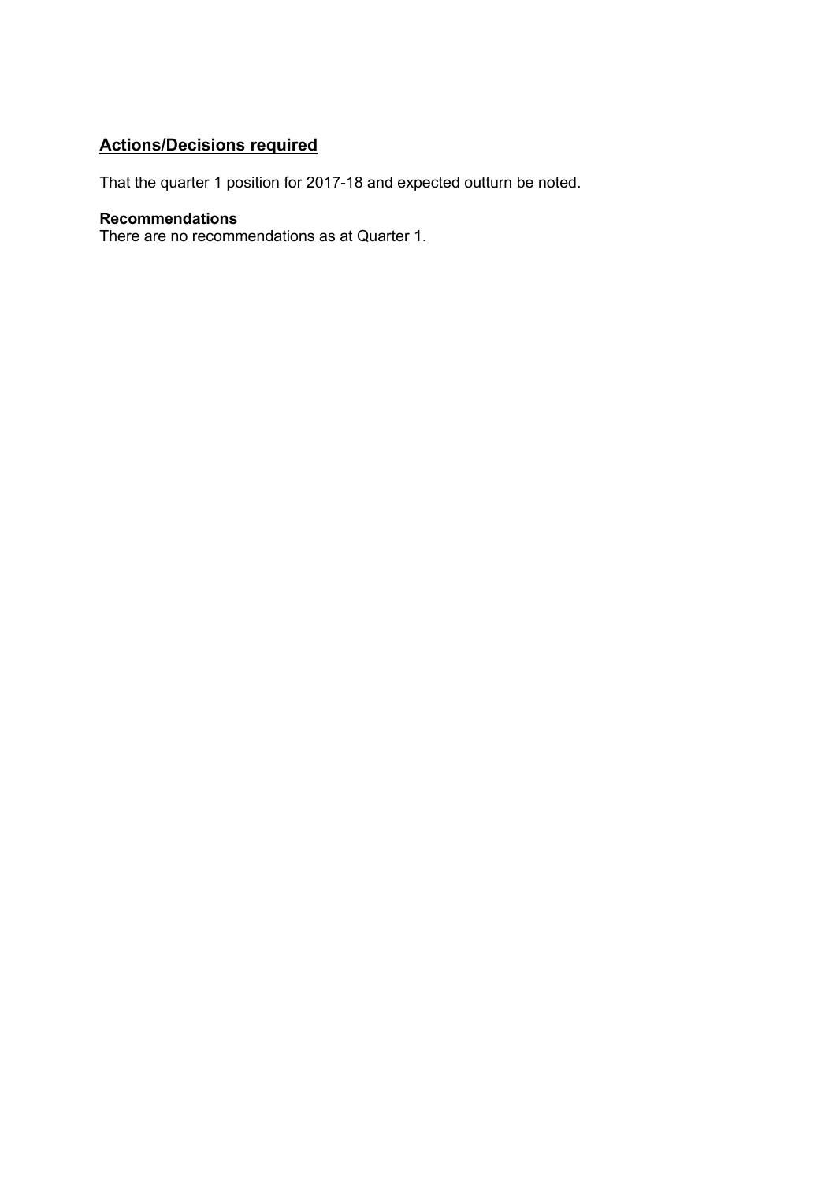## Actions/Decisions required

That the quarter 1 position for 2017-18 and expected outturn be noted.

**Recommendations**

There are no recommendations as at Quarter 1.